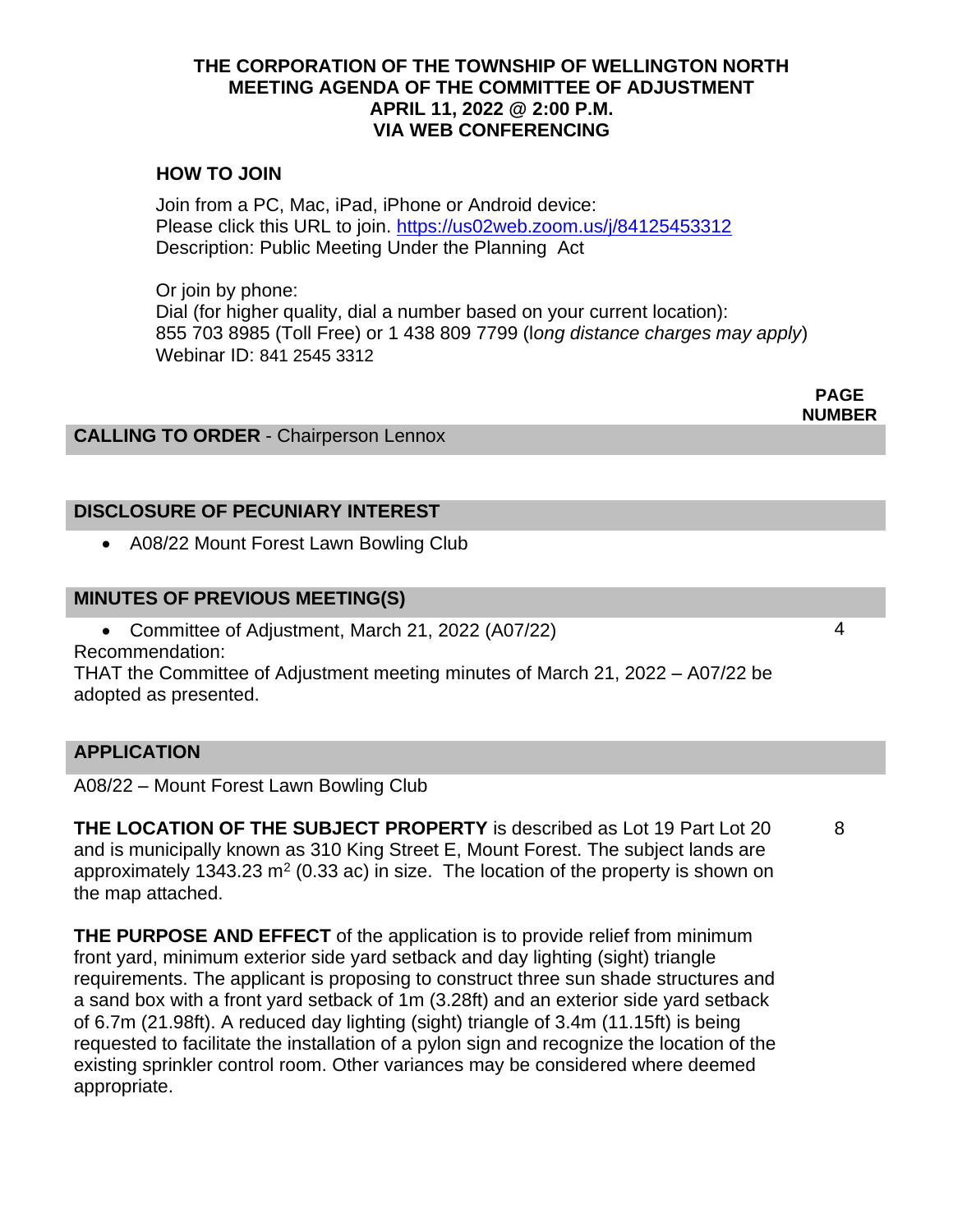# THE CORPORATION OF THE TOWNSHIP OF WELLINGTON NORTH
## MEETING AGENDA OF THE COMMITTEE OF ADJUSTMENT
## APRIL 11, 2022 @ 2:00 P.M.
## VIA WEB CONFERENCING

**HOW TO JOIN**

Join from a PC, Mac, iPad, iPhone or Android device:
Please click this URL to join. https://us02web.zoom.us/j/84125453312
Description: Public Meeting Under the Planning Act

Or join by phone:
Dial (for higher quality, dial a number based on your current location):
855 703 8985 (Toll Free) or 1 438 809 7799 (l*ong distance charges may apply*)
Webinar ID: 841 2545 3312

| | **PAGE NUMBER** |
|---|---|
| **CALLING TO ORDER** - Chairperson Lennox | |
| **DISCLOSURE OF PECUNIARY INTEREST** | |
| • A08/22 Mount Forest Lawn Bowling Club | |
| **MINUTES OF PREVIOUS MEETING(S)** | |
| • Committee of Adjustment, March 21, 2022 (A07/22) | 4 |

Recommendation:
THAT the Committee of Adjustment meeting minutes of March 21, 2022 – A07/22 be adopted as presented.

### APPLICATION

A08/22 – Mount Forest Lawn Bowling Club

**THE LOCATION OF THE SUBJECT PROPERTY** is described as Lot 19 Part Lot 20 and is municipally known as 310 King Street E, Mount Forest. The subject lands are approximately 1343.23 m$^2$ (0.33 ac) in size. The location of the property is shown on the map attached. — 8

**THE PURPOSE AND EFFECT** of the application is to provide relief from minimum front yard, minimum exterior side yard setback and day lighting (sight) triangle requirements. The applicant is proposing to construct three sun shade structures and a sand box with a front yard setback of 1m (3.28ft) and an exterior side yard setback of 6.7m (21.98ft). A reduced day lighting (sight) triangle of 3.4m (11.15ft) is being requested to facilitate the installation of a pylon sign and recognize the location of the existing sprinkler control room. Other variances may be considered where deemed appropriate.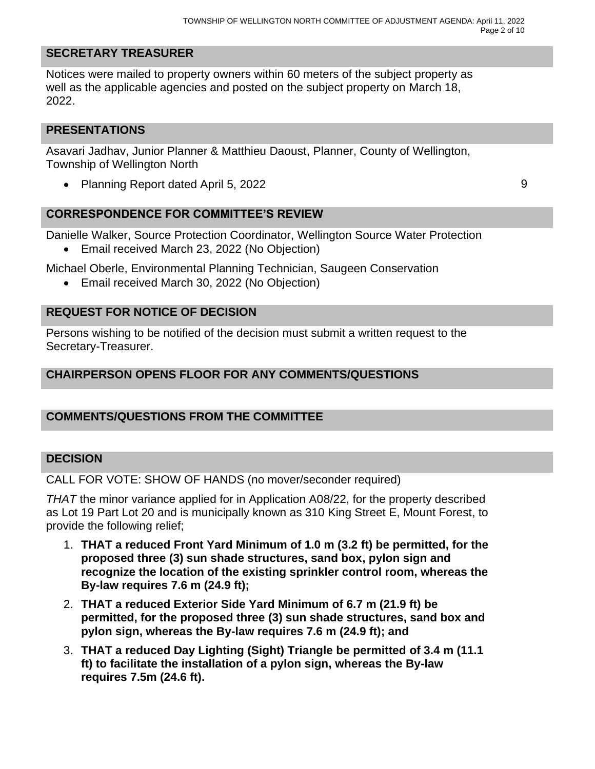## SECRETARY TREASURER

Notices were mailed to property owners within 60 meters of the subject property as well as the applicable agencies and posted on the subject property on March 18, 2022.

## PRESENTATIONS

Asavari Jadhav, Junior Planner & Matthieu Daoust, Planner, County of Wellington, Township of Wellington North

- Planning Report dated April 5, 2022 9

## CORRESPONDENCE FOR COMMITTEE'S REVIEW

Danielle Walker, Source Protection Coordinator, Wellington Source Water Protection

- Email received March 23, 2022 (No Objection)

Michael Oberle, Environmental Planning Technician, Saugeen Conservation

- Email received March 30, 2022 (No Objection)

## REQUEST FOR NOTICE OF DECISION

Persons wishing to be notified of the decision must submit a written request to the Secretary-Treasurer.

## CHAIRPERSON OPENS FLOOR FOR ANY COMMENTS/QUESTIONS

## COMMENTS/QUESTIONS FROM THE COMMITTEE

## DECISION

CALL FOR VOTE: SHOW OF HANDS (no mover/seconder required)

*THAT* the minor variance applied for in Application A08/22, for the property described as Lot 19 Part Lot 20 and is municipally known as 310 King Street E, Mount Forest, to provide the following relief;

1. **THAT a reduced Front Yard Minimum of 1.0 m (3.2 ft) be permitted, for the proposed three (3) sun shade structures, sand box, pylon sign and recognize the location of the existing sprinkler control room, whereas the By-law requires 7.6 m (24.9 ft);**
2. **THAT a reduced Exterior Side Yard Minimum of 6.7 m (21.9 ft) be permitted, for the proposed three (3) sun shade structures, sand box and pylon sign, whereas the By-law requires 7.6 m (24.9 ft); and**
3. **THAT a reduced Day Lighting (Sight) Triangle be permitted of 3.4 m (11.1 ft) to facilitate the installation of a pylon sign, whereas the By-law requires 7.5m (24.6 ft).**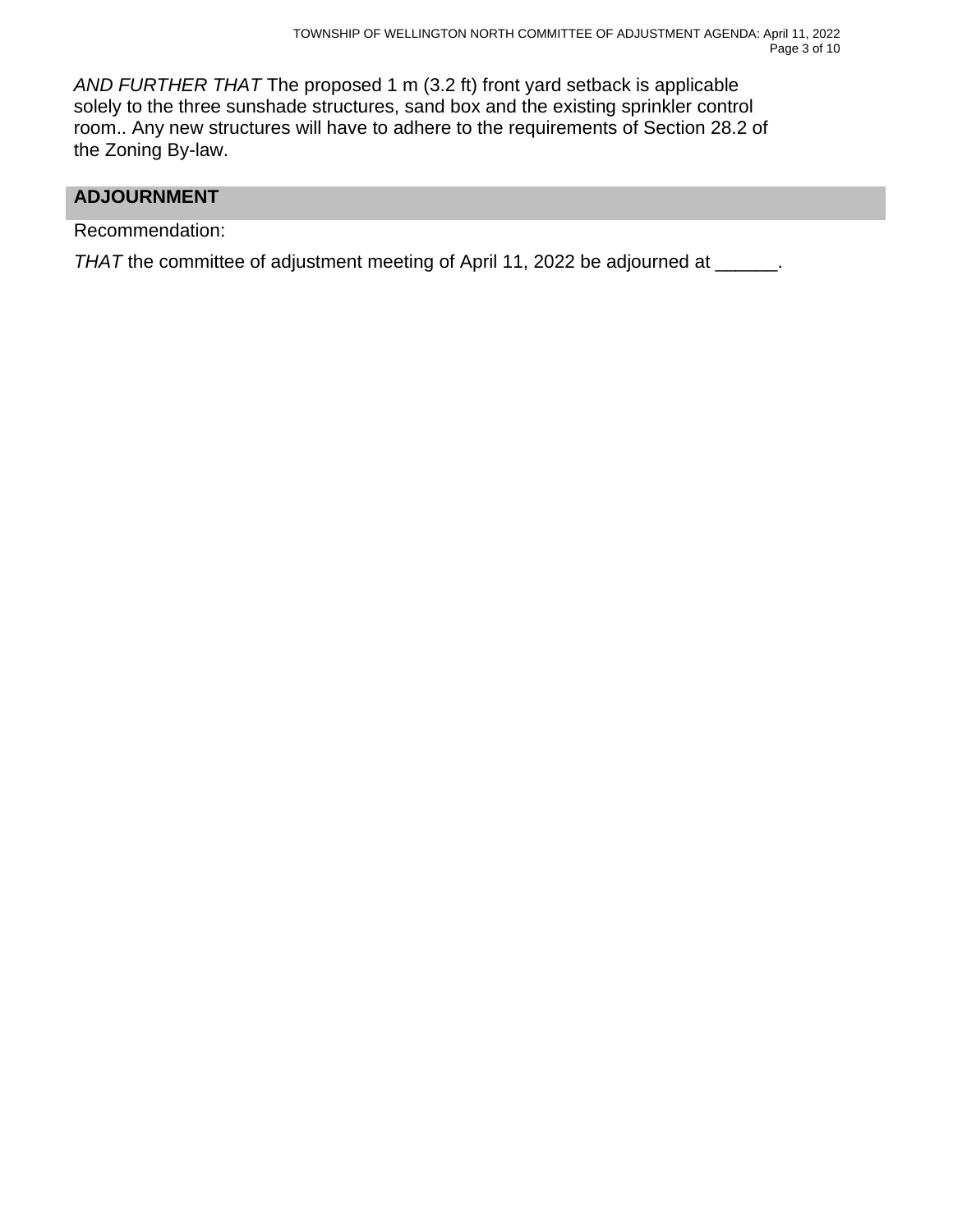*AND FURTHER THAT* The proposed 1 m (3.2 ft) front yard setback is applicable solely to the three sunshade structures, sand box and the existing sprinkler control room.. Any new structures will have to adhere to the requirements of Section 28.2 of the Zoning By-law.

## ADJOURNMENT

Recommendation:

*THAT* the committee of adjustment meeting of April 11, 2022 be adjourned at ______.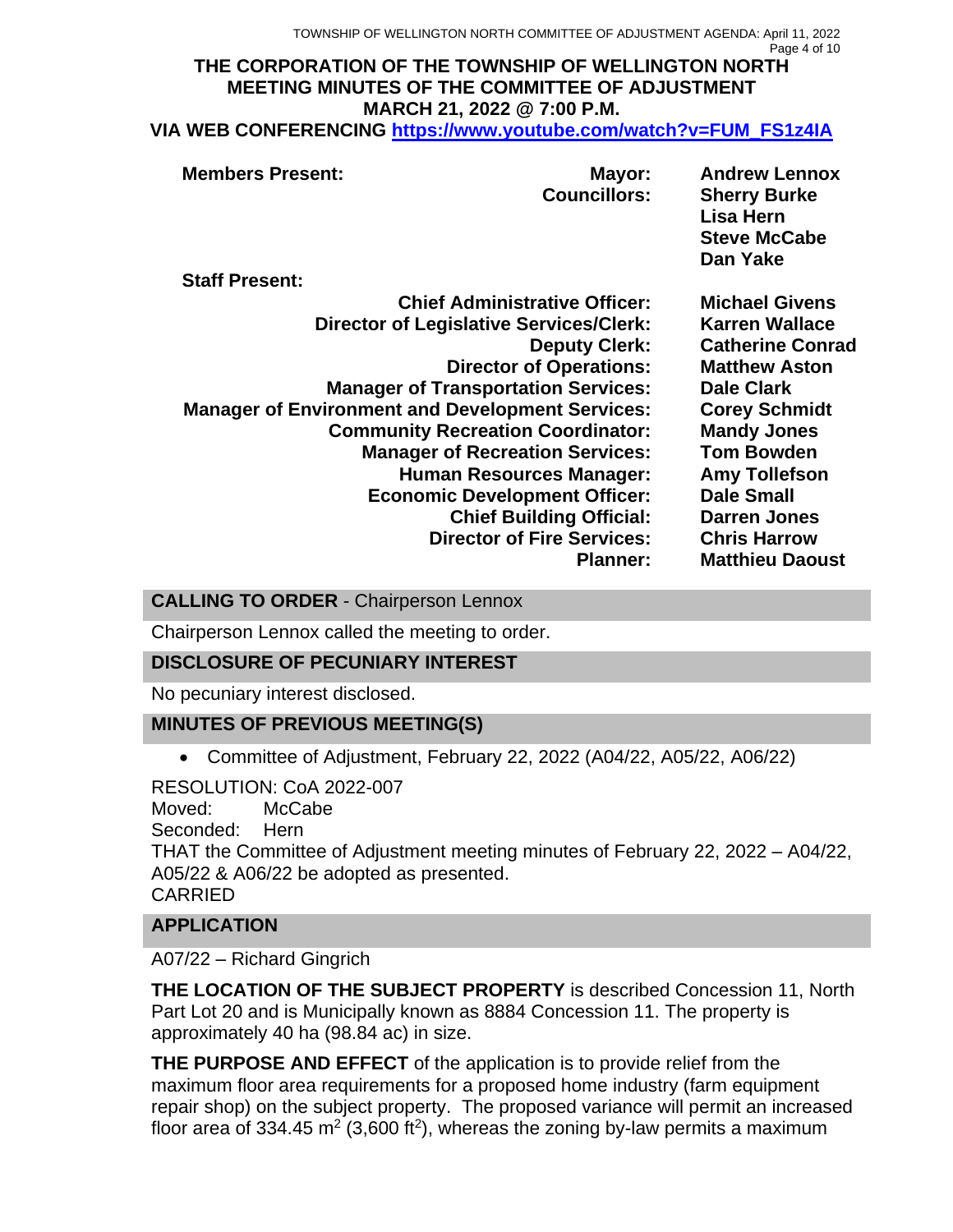# THE CORPORATION OF THE TOWNSHIP OF WELLINGTON NORTH
## MEETING MINUTES OF THE COMMITTEE OF ADJUSTMENT
## MARCH 21, 2022 @ 7:00 P.M.
## VIA WEB CONFERENCING [https://www.youtube.com/watch?v=FUM_FS1z4IA](https://www.youtube.com/watch?v=FUM_FS1z4IA)

**Members Present:**

| | |
|---|---|
| **Mayor:** | **Andrew Lennox** |
| **Councillors:** | **Sherry Burke** |
| | **Lisa Hern** |
| | **Steve McCabe** |
| | **Dan Yake** |

**Staff Present:**

| | |
|---|---|
| **Chief Administrative Officer:** | **Michael Givens** |
| **Director of Legislative Services/Clerk:** | **Karren Wallace** |
| **Deputy Clerk:** | **Catherine Conrad** |
| **Director of Operations:** | **Matthew Aston** |
| **Manager of Transportation Services:** | **Dale Clark** |
| **Manager of Environment and Development Services:** | **Corey Schmidt** |
| **Community Recreation Coordinator:** | **Mandy Jones** |
| **Manager of Recreation Services:** | **Tom Bowden** |
| **Human Resources Manager:** | **Amy Tollefson** |
| **Economic Development Officer:** | **Dale Small** |
| **Chief Building Official:** | **Darren Jones** |
| **Director of Fire Services:** | **Chris Harrow** |
| **Planner:** | **Matthieu Daoust** |

### CALLING TO ORDER - Chairperson Lennox

Chairperson Lennox called the meeting to order.

### DISCLOSURE OF PECUNIARY INTEREST

No pecuniary interest disclosed.

### MINUTES OF PREVIOUS MEETING(S)

- Committee of Adjustment, February 22, 2022 (A04/22, A05/22, A06/22)

RESOLUTION: CoA 2022-007
Moved: McCabe
Seconded: Hern
THAT the Committee of Adjustment meeting minutes of February 22, 2022 – A04/22, A05/22 & A06/22 be adopted as presented.
CARRIED

### APPLICATION

A07/22 – Richard Gingrich

**THE LOCATION OF THE SUBJECT PROPERTY** is described Concession 11, North Part Lot 20 and is Municipally known as 8884 Concession 11. The property is approximately 40 ha (98.84 ac) in size.

**THE PURPOSE AND EFFECT** of the application is to provide relief from the maximum floor area requirements for a proposed home industry (farm equipment repair shop) on the subject property. The proposed variance will permit an increased floor area of 334.45 $m^2$ (3,600 $ft^2$), whereas the zoning by-law permits a maximum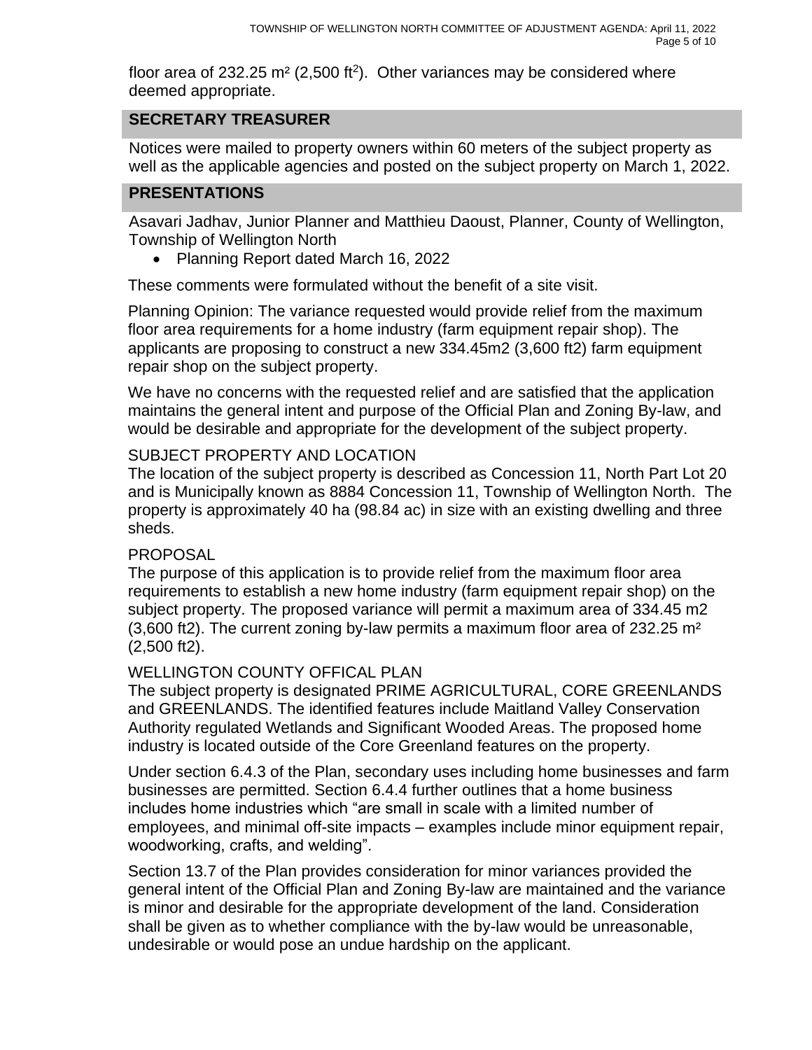floor area of 232.25 m² (2,500 ft$^2$). Other variances may be considered where deemed appropriate.

## SECRETARY TREASURER

Notices were mailed to property owners within 60 meters of the subject property as well as the applicable agencies and posted on the subject property on March 1, 2022.

## PRESENTATIONS

Asavari Jadhav, Junior Planner and Matthieu Daoust, Planner, County of Wellington, Township of Wellington North

- Planning Report dated March 16, 2022

These comments were formulated without the benefit of a site visit.

Planning Opinion: The variance requested would provide relief from the maximum floor area requirements for a home industry (farm equipment repair shop). The applicants are proposing to construct a new 334.45m2 (3,600 ft2) farm equipment repair shop on the subject property.

We have no concerns with the requested relief and are satisfied that the application maintains the general intent and purpose of the Official Plan and Zoning By-law, and would be desirable and appropriate for the development of the subject property.

SUBJECT PROPERTY AND LOCATION
The location of the subject property is described as Concession 11, North Part Lot 20 and is Municipally known as 8884 Concession 11, Township of Wellington North. The property is approximately 40 ha (98.84 ac) in size with an existing dwelling and three sheds.

PROPOSAL
The purpose of this application is to provide relief from the maximum floor area requirements to establish a new home industry (farm equipment repair shop) on the subject property. The proposed variance will permit a maximum area of 334.45 m2 (3,600 ft2). The current zoning by-law permits a maximum floor area of 232.25 m² (2,500 ft2).

WELLINGTON COUNTY OFFICAL PLAN
The subject property is designated PRIME AGRICULTURAL, CORE GREENLANDS and GREENLANDS. The identified features include Maitland Valley Conservation Authority regulated Wetlands and Significant Wooded Areas. The proposed home industry is located outside of the Core Greenland features on the property.

Under section 6.4.3 of the Plan, secondary uses including home businesses and farm businesses are permitted. Section 6.4.4 further outlines that a home business includes home industries which "are small in scale with a limited number of employees, and minimal off-site impacts – examples include minor equipment repair, woodworking, crafts, and welding".

Section 13.7 of the Plan provides consideration for minor variances provided the general intent of the Official Plan and Zoning By-law are maintained and the variance is minor and desirable for the appropriate development of the land. Consideration shall be given as to whether compliance with the by-law would be unreasonable, undesirable or would pose an undue hardship on the applicant.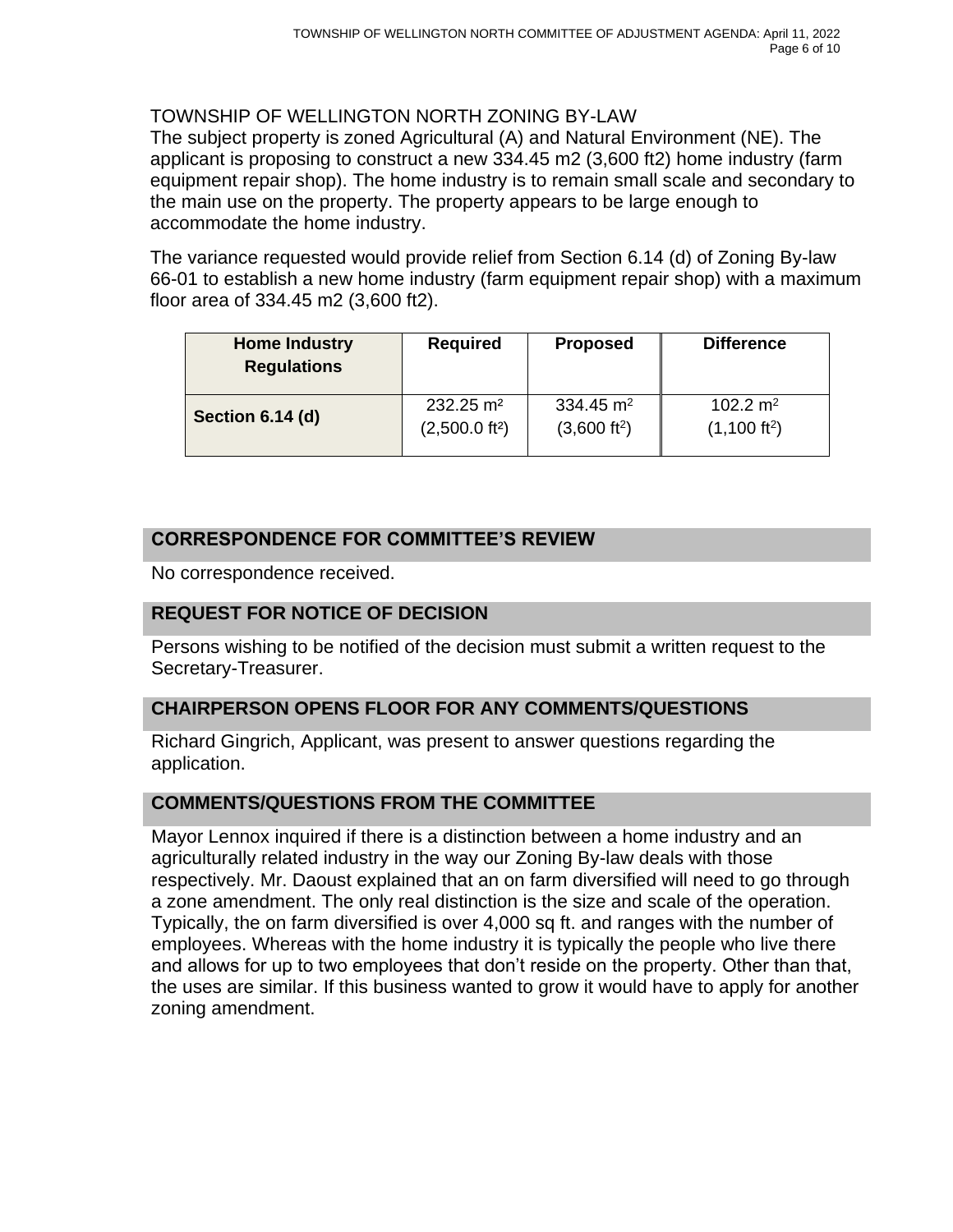TOWNSHIP OF WELLINGTON NORTH ZONING BY-LAW

The subject property is zoned Agricultural (A) and Natural Environment (NE). The applicant is proposing to construct a new 334.45 m2 (3,600 ft2) home industry (farm equipment repair shop). The home industry is to remain small scale and secondary to the main use on the property. The property appears to be large enough to accommodate the home industry.

The variance requested would provide relief from Section 6.14 (d) of Zoning By-law 66-01 to establish a new home industry (farm equipment repair shop) with a maximum floor area of 334.45 m2 (3,600 ft2).

| Home Industry Regulations | Required | Proposed | Difference |
|---|---|---|---|
| **Section 6.14 (d)** | 232.25 $m^2$ (2,500.0 $ft^2$) | 334.45 $m^2$ (3,600 $ft^2$) | 102.2 $m^2$ (1,100 $ft^2$) |

## CORRESPONDENCE FOR COMMITTEE'S REVIEW

No correspondence received.

## REQUEST FOR NOTICE OF DECISION

Persons wishing to be notified of the decision must submit a written request to the Secretary-Treasurer.

## CHAIRPERSON OPENS FLOOR FOR ANY COMMENTS/QUESTIONS

Richard Gingrich, Applicant, was present to answer questions regarding the application.

## COMMENTS/QUESTIONS FROM THE COMMITTEE

Mayor Lennox inquired if there is a distinction between a home industry and an agriculturally related industry in the way our Zoning By-law deals with those respectively. Mr. Daoust explained that an on farm diversified will need to go through a zone amendment. The only real distinction is the size and scale of the operation. Typically, the on farm diversified is over 4,000 sq ft. and ranges with the number of employees. Whereas with the home industry it is typically the people who live there and allows for up to two employees that don't reside on the property. Other than that, the uses are similar. If this business wanted to grow it would have to apply for another zoning amendment.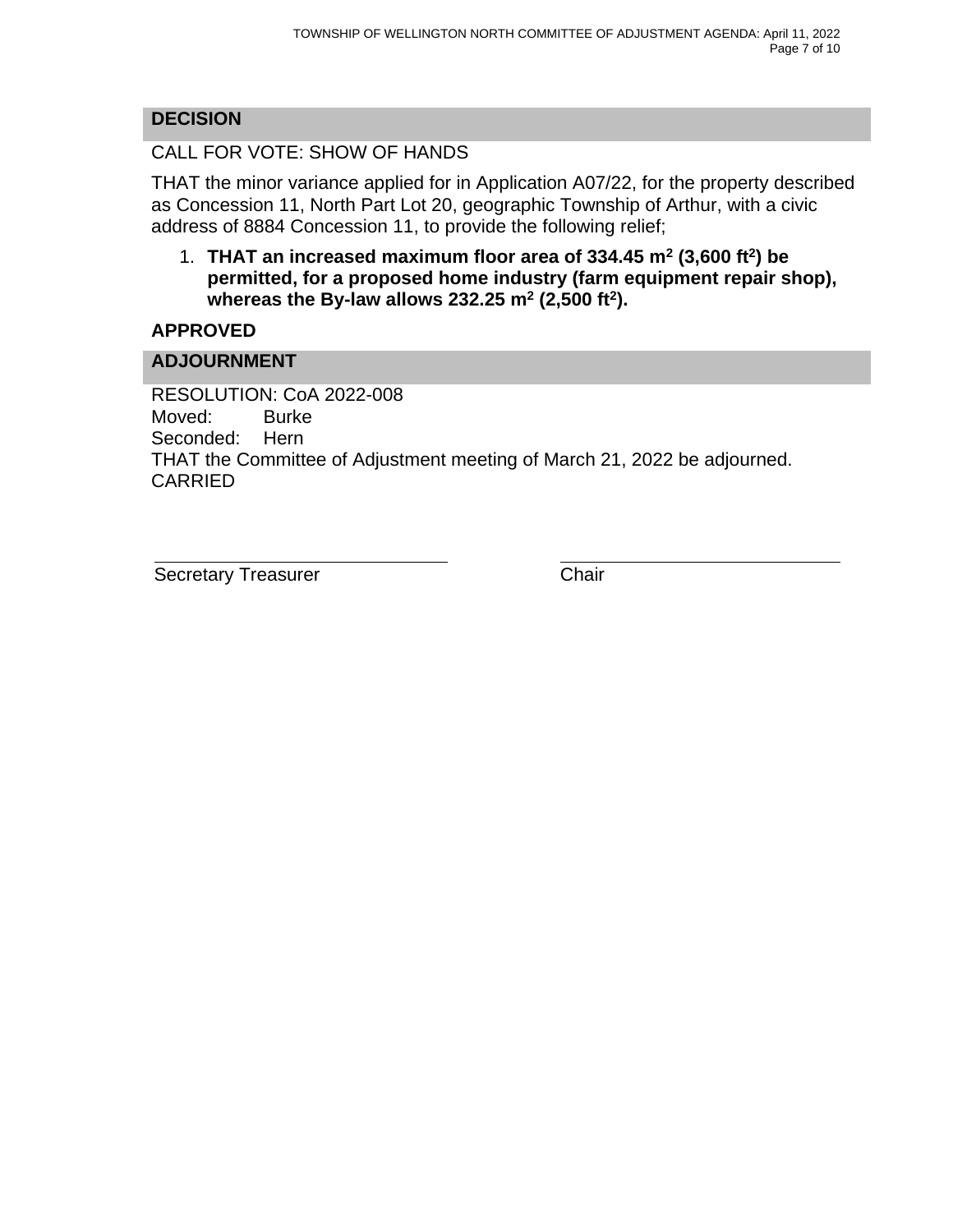## DECISION

CALL FOR VOTE: SHOW OF HANDS

THAT the minor variance applied for in Application A07/22, for the property described as Concession 11, North Part Lot 20, geographic Township of Arthur, with a civic address of 8884 Concession 11, to provide the following relief;

1. **THAT an increased maximum floor area of 334.45 m$^2$ (3,600 ft$^2$) be permitted, for a proposed home industry (farm equipment repair shop), whereas the By-law allows 232.25 m$^2$ (2,500 ft$^2$).**

**APPROVED**

## ADJOURNMENT

RESOLUTION: CoA 2022-008
Moved: Burke
Seconded: Hern
THAT the Committee of Adjustment meeting of March 21, 2022 be adjourned.
CARRIED

| Secretary Treasurer | Chair |
| --- | --- |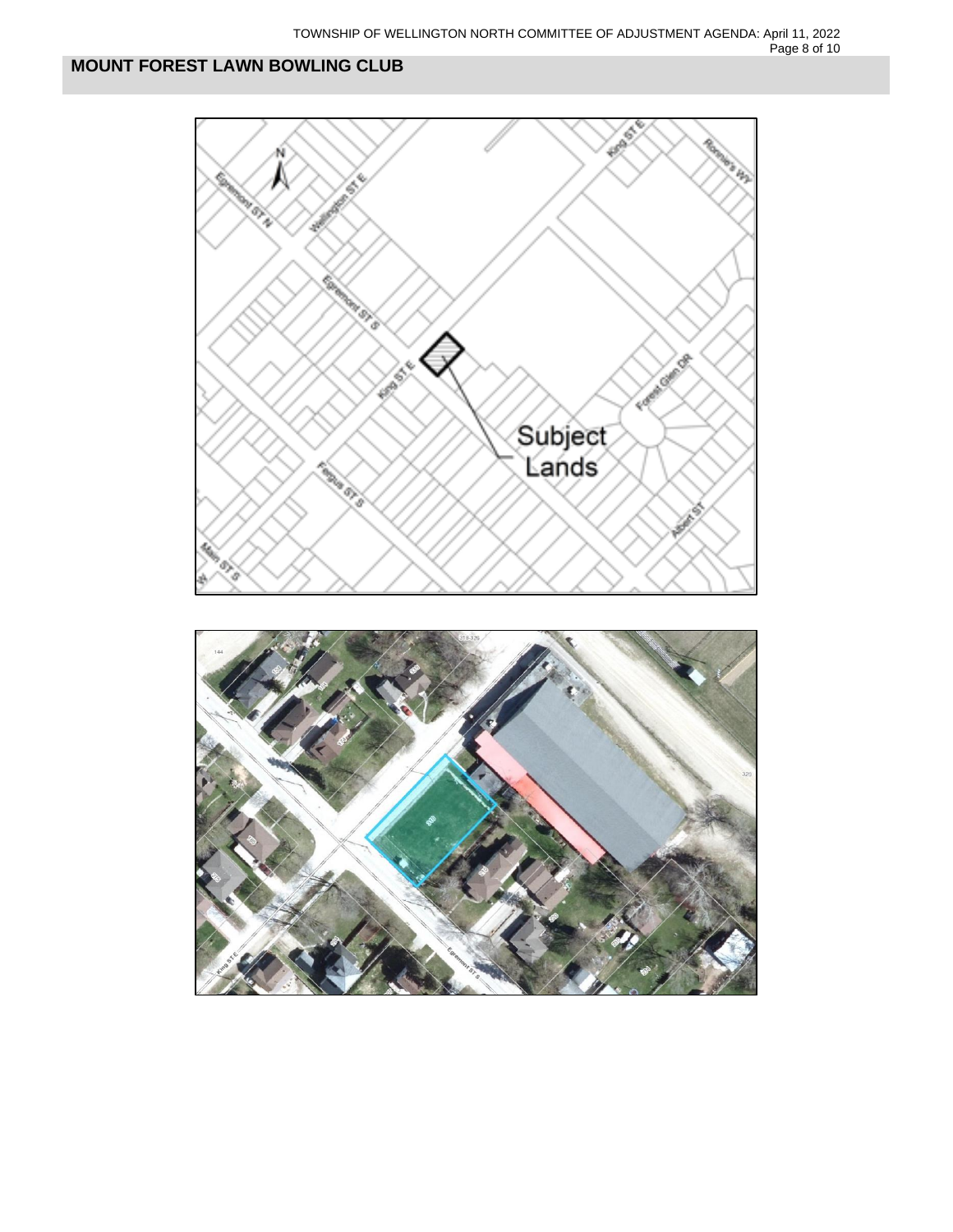# MOUNT FOREST LAWN BOWLING CLUB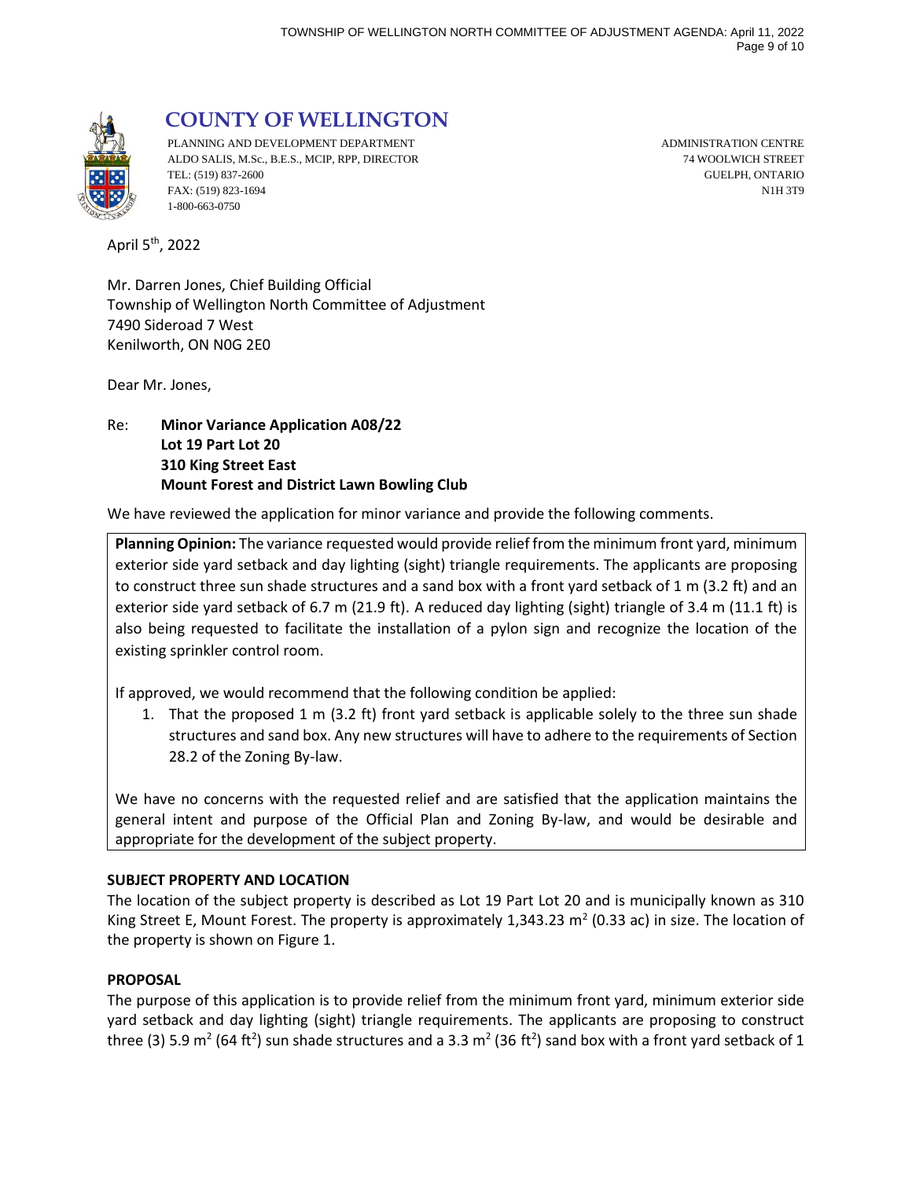# COUNTY OF WELLINGTON

PLANNING AND DEVELOPMENT DEPARTMENT
ALDO SALIS, M.Sc., B.E.S., MCIP, RPP, DIRECTOR
TEL: (519) 837-2600
FAX: (519) 823-1694
1-800-663-0750

ADMINISTRATION CENTRE
74 WOOLWICH STREET
GUELPH, ONTARIO
N1H 3T9

April 5th, 2022

Mr. Darren Jones, Chief Building Official
Township of Wellington North Committee of Adjustment
7490 Sideroad 7 West
Kenilworth, ON N0G 2E0

Dear Mr. Jones,

Re: **Minor Variance Application A08/22**
**Lot 19 Part Lot 20**
**310 King Street East**
**Mount Forest and District Lawn Bowling Club**

We have reviewed the application for minor variance and provide the following comments.

**Planning Opinion:** The variance requested would provide relief from the minimum front yard, minimum exterior side yard setback and day lighting (sight) triangle requirements. The applicants are proposing to construct three sun shade structures and a sand box with a front yard setback of 1 m (3.2 ft) and an exterior side yard setback of 6.7 m (21.9 ft). A reduced day lighting (sight) triangle of 3.4 m (11.1 ft) is also being requested to facilitate the installation of a pylon sign and recognize the location of the existing sprinkler control room.

If approved, we would recommend that the following condition be applied:

1. That the proposed 1 m (3.2 ft) front yard setback is applicable solely to the three sun shade structures and sand box. Any new structures will have to adhere to the requirements of Section 28.2 of the Zoning By-law.

We have no concerns with the requested relief and are satisfied that the application maintains the general intent and purpose of the Official Plan and Zoning By-law, and would be desirable and appropriate for the development of the subject property.

**SUBJECT PROPERTY AND LOCATION**

The location of the subject property is described as Lot 19 Part Lot 20 and is municipally known as 310 King Street E, Mount Forest. The property is approximately 1,343.23 m$^2$ (0.33 ac) in size. The location of the property is shown on Figure 1.

**PROPOSAL**

The purpose of this application is to provide relief from the minimum front yard, minimum exterior side yard setback and day lighting (sight) triangle requirements. The applicants are proposing to construct three (3) 5.9 m$^2$ (64 ft$^2$) sun shade structures and a 3.3 m$^2$ (36 ft$^2$) sand box with a front yard setback of 1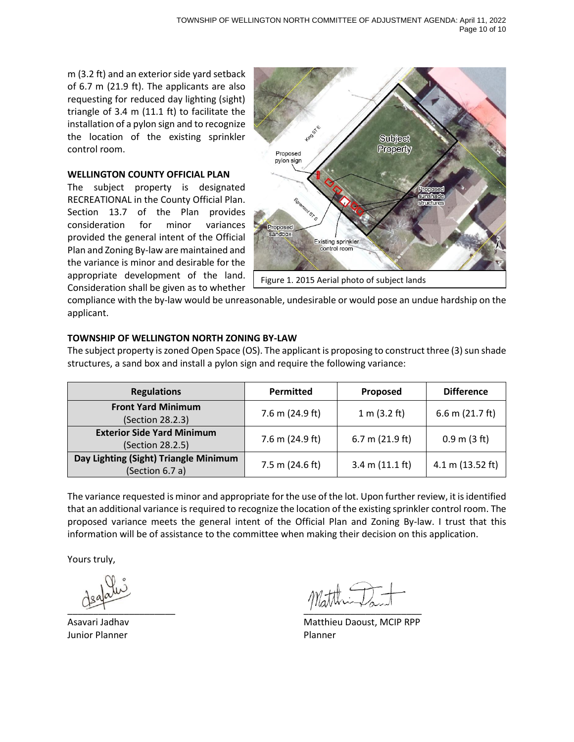m (3.2 ft) and an exterior side yard setback of 6.7 m (21.9 ft). The applicants are also requesting for reduced day lighting (sight) triangle of 3.4 m (11.1 ft) to facilitate the installation of a pylon sign and to recognize the location of the existing sprinkler control room.

### WELLINGTON COUNTY OFFICIAL PLAN

The subject property is designated RECREATIONAL in the County Official Plan. Section 13.7 of the Plan provides consideration for minor variances provided the general intent of the Official Plan and Zoning By-law are maintained and the variance is minor and desirable for the appropriate development of the land. Consideration shall be given as to whether compliance with the by-law would be unreasonable, undesirable or would pose an undue hardship on the applicant.

King ST E
Subject Property
Proposed pylon sign
Proposed sunshade structures
Egremont ST S
Proposed sandbox
Existing sprinkler control room

Figure 1. 2015 Aerial photo of subject lands

### TOWNSHIP OF WELLINGTON NORTH ZONING BY-LAW

The subject property is zoned Open Space (OS). The applicant is proposing to construct three (3) sun shade structures, a sand box and install a pylon sign and require the following variance:

| Regulations | Permitted | Proposed | Difference |
|---|---|---|---|
| **Front Yard Minimum** (Section 28.2.3) | 7.6 m (24.9 ft) | 1 m (3.2 ft) | 6.6 m (21.7 ft) |
| **Exterior Side Yard Minimum** (Section 28.2.5) | 7.6 m (24.9 ft) | 6.7 m (21.9 ft) | 0.9 m (3 ft) |
| **Day Lighting (Sight) Triangle Minimum** (Section 6.7 a) | 7.5 m (24.6 ft) | 3.4 m (11.1 ft) | 4.1 m (13.52 ft) |

The variance requested is minor and appropriate for the use of the lot. Upon further review, it is identified that an additional variance is required to recognize the location of the existing sprinkler control room. The proposed variance meets the general intent of the Official Plan and Zoning By-law. I trust that this information will be of assistance to the committee when making their decision on this application.

Yours truly,

Asavari Jadhav
Junior Planner

Matthieu Daoust, MCIP RPP
Planner